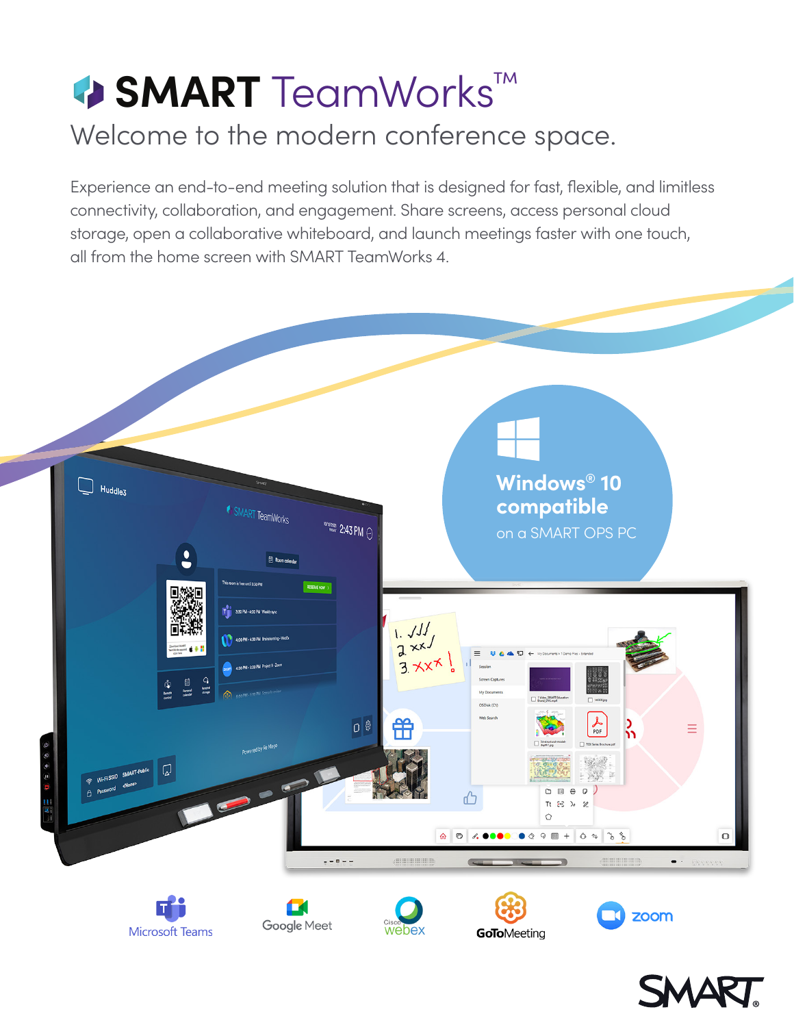# SMART TeamWorks™

## Welcome to the modern conference space.

Experience an end-to-end meeting solution that is designed for fast, flexible, and limitless connectivity, collaboration, and engagement. Share screens, access personal cloud storage, open a collaborative whiteboard, and launch meetings faster with one touch, all from the home screen with SMART TeamWorks 4.

**Windows® 10 compatible**
on a SMART OPS PC

Microsoft Teams | Google Meet | Cisco webex | GoToMeeting | zoom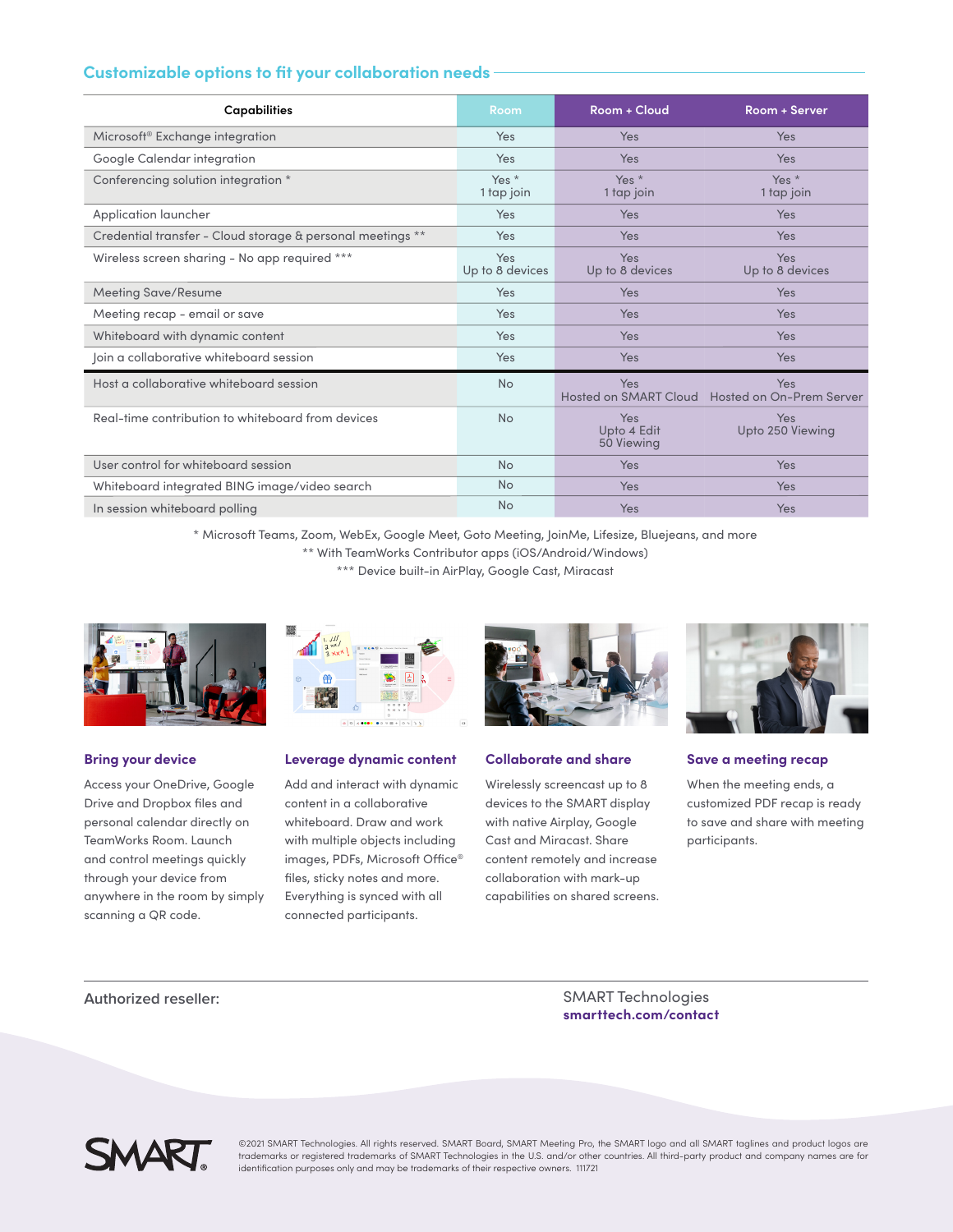## Customizable options to fit your collaboration needs

| Capabilities | Room | Room + Cloud | Room + Server |
|---|---|---|---|
| Microsoft® Exchange integration | Yes | Yes | Yes |
| Google Calendar integration | Yes | Yes | Yes |
| Conferencing solution integration * | Yes * 1 tap join | Yes * 1 tap join | Yes * 1 tap join |
| Application launcher | Yes | Yes | Yes |
| Credential transfer – Cloud storage & personal meetings ** | Yes | Yes | Yes |
| Wireless screen sharing – No app required *** | Yes Up to 8 devices | Yes Up to 8 devices | Yes Up to 8 devices |
| Meeting Save/Resume | Yes | Yes | Yes |
| Meeting recap – email or save | Yes | Yes | Yes |
| Whiteboard with dynamic content | Yes | Yes | Yes |
| Join a collaborative whiteboard session | Yes | Yes | Yes |
| Host a collaborative whiteboard session | No | Yes Hosted on SMART Cloud | Yes Hosted on On-Prem Server |
| Real-time contribution to whiteboard from devices | No | Yes Upto 4 Edit 50 Viewing | Yes Upto 250 Viewing |
| User control for whiteboard session | No | Yes | Yes |
| Whiteboard integrated BING image/video search | No | Yes | Yes |
| In session whiteboard polling | No | Yes | Yes |

\* Microsoft Teams, Zoom, WebEx, Google Meet, Goto Meeting, JoinMe, Lifesize, Bluejeans, and more
** With TeamWorks Contributor apps (iOS/Android/Windows)
*** Device built-in AirPlay, Google Cast, Miracast

### Bring your device

Access your OneDrive, Google Drive and Dropbox files and personal calendar directly on TeamWorks Room. Launch and control meetings quickly through your device from anywhere in the room by simply scanning a QR code.

### Leverage dynamic content

Add and interact with dynamic content in a collaborative whiteboard. Draw and work with multiple objects including images, PDFs, Microsoft Office® files, sticky notes and more. Everything is synced with all connected participants.

### Collaborate and share

Wirelessly screencast up to 8 devices to the SMART display with native Airplay, Google Cast and Miracast. Share content remotely and increase collaboration with mark-up capabilities on shared screens.

### Save a meeting recap

When the meeting ends, a customized PDF recap is ready to save and share with meeting participants.

Authorized reseller:

SMART Technologies
**smarttech.com/contact**

©2021 SMART Technologies. All rights reserved. SMART Board, SMART Meeting Pro, the SMART logo and all SMART taglines and product logos are trademarks or registered trademarks of SMART Technologies in the U.S. and/or other countries. All third-party product and company names are for identification purposes only and may be trademarks of their respective owners. 111721